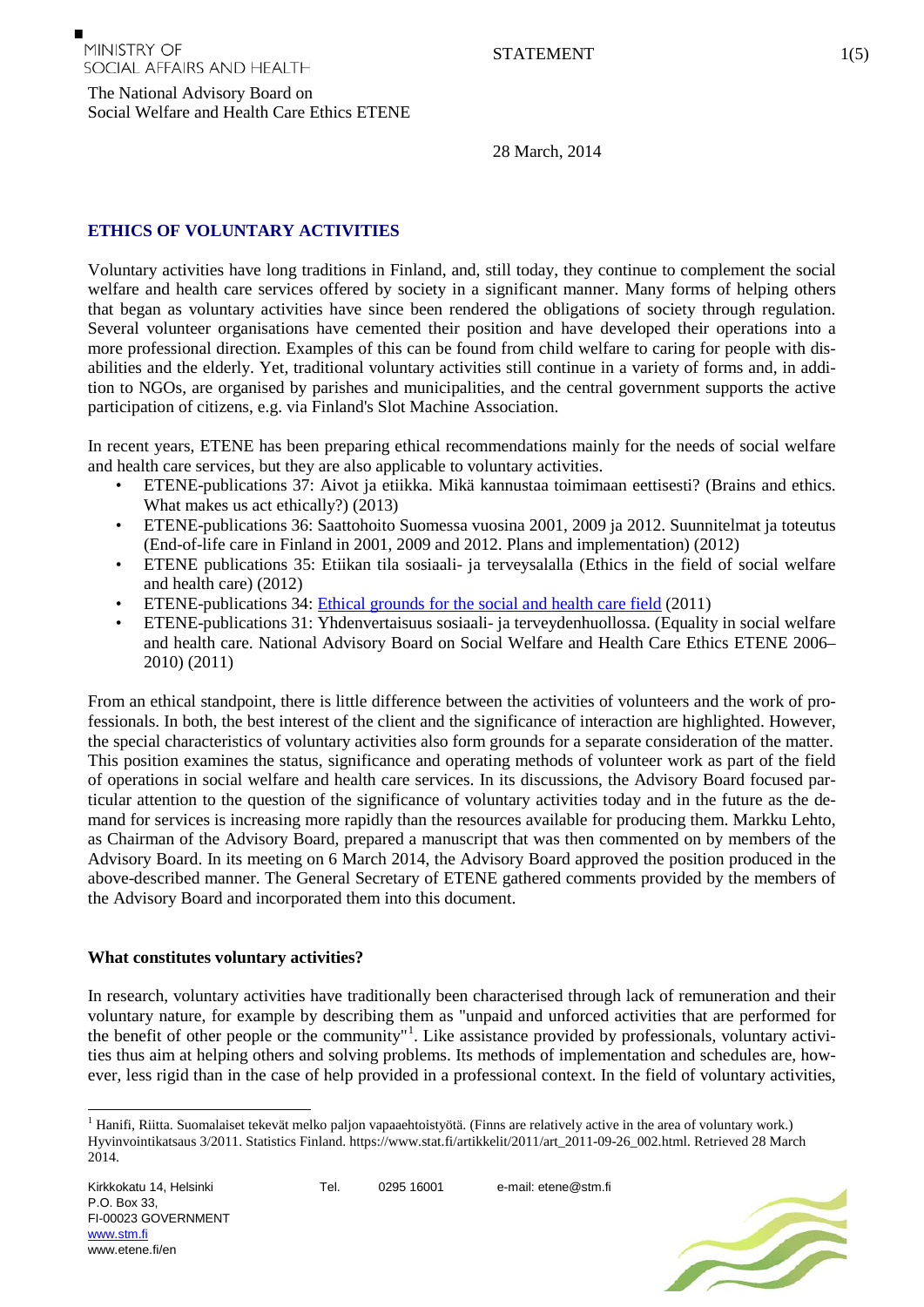MINISTRY OF SOCIAL AFFAIRS AND HEALTH

STATEMENT

The National Advisory Board on Social Welfare and Health Care Ethics ETENE

28 March, 2014

## ETHICS OF VOLUNTARY ACTIVITIES

Voluntary activities have long traditions in Finland, and, still today, they continue to complement the social welfare and health care services offered by society in a significant manner. Many forms of helping others that began as voluntary activities have since been rendered the obligations of society through regulation. Several volunteer organisations have cemented their position and have developed their operations into a more professional direction. Examples of this can be found from child welfare to caring for people with disabilities and the elderly. Yet, traditional voluntary activities still continue in a variety of forms and, in addition to NGOs, are organised by parishes and municipalities, and the central government supports the active participation of citizens, e.g. via Finland's Slot Machine Association.

In recent years, ETENE has been preparing ethical recommendations mainly for the needs of social welfare and health care services, but they are also applicable to voluntary activities.

- ETENE-publications 37: Aivot ja etiikka. Mikä kannustaa toimimaan eettisesti? (Brains and ethics. What makes us act ethically?) (2013)
- ETENE-publications 36: Saattohoito Suomessa vuosina 2001, 2009 ja 2012. Suunnitelmat ja toteutus (End-of-life care in Finland in 2001, 2009 and 2012. Plans and implementation) (2012)
- ETENE publications 35: Etiikan tila sosiaali- ja terveysalalla (Ethics in the field of social welfare and health care) (2012)
- ETENE-publications 34: Ethical grounds for the social and health care field (2011)
- ETENE-publications 31: Yhdenvertaisuus sosiaali- ja terveydenhuollossa. (Equality in social welfare and health care. National Advisory Board on Social Welfare and Health Care Ethics ETENE 2006–2010) (2011)

From an ethical standpoint, there is little difference between the activities of volunteers and the work of professionals. In both, the best interest of the client and the significance of interaction are highlighted. However, the special characteristics of voluntary activities also form grounds for a separate consideration of the matter. This position examines the status, significance and operating methods of volunteer work as part of the field of operations in social welfare and health care services. In its discussions, the Advisory Board focused particular attention to the question of the significance of voluntary activities today and in the future as the demand for services is increasing more rapidly than the resources available for producing them. Markku Lehto, as Chairman of the Advisory Board, prepared a manuscript that was then commented on by members of the Advisory Board. In its meeting on 6 March 2014, the Advisory Board approved the position produced in the above-described manner. The General Secretary of ETENE gathered comments provided by the members of the Advisory Board and incorporated them into this document.

### What constitutes voluntary activities?

In research, voluntary activities have traditionally been characterised through lack of remuneration and their voluntary nature, for example by describing them as "unpaid and unforced activities that are performed for the benefit of other people or the community"[1]. Like assistance provided by professionals, voluntary activities thus aim at helping others and solving problems. Its methods of implementation and schedules are, however, less rigid than in the case of help provided in a professional context. In the field of voluntary activities,

---

[1] Hanifi, Riitta. Suomalaiset tekevät melko paljon vapaaehtoistyötä. (Finns are relatively active in the area of voluntary work.) Hyvinvointikatsaus 3/2011. Statistics Finland. https://www.stat.fi/artikkelit/2011/art_2011-09-26_002.html. Retrieved 28 March 2014.

Kirkkokatu 14, Helsinki
P.O. Box 33,
FI-00023 GOVERNMENT
www.stm.fi
www.etene.fi/en

Tel. 0295 16001

e-mail: etene@stm.fi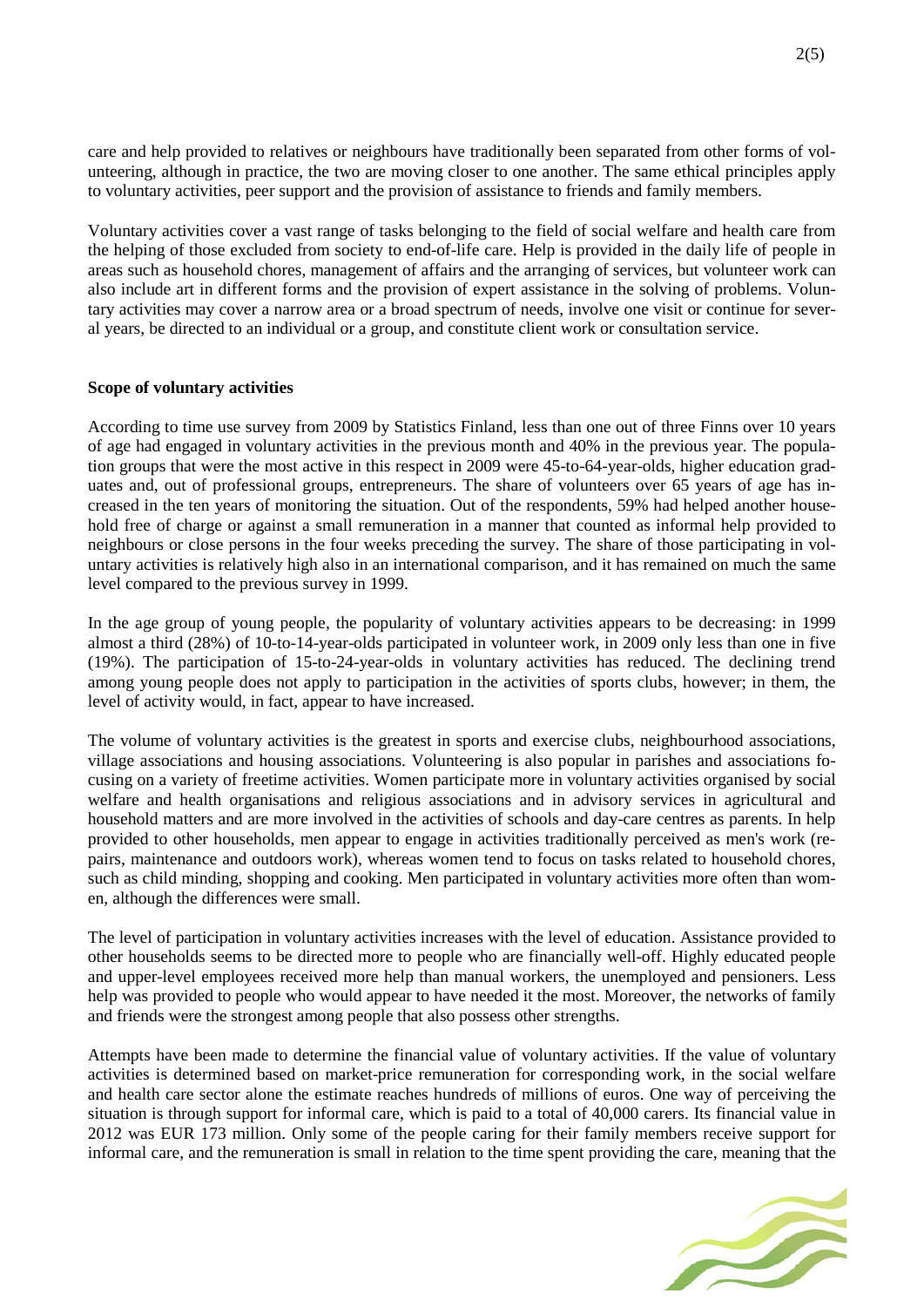care and help provided to relatives or neighbours have traditionally been separated from other forms of volunteering, although in practice, the two are moving closer to one another. The same ethical principles apply to voluntary activities, peer support and the provision of assistance to friends and family members.

Voluntary activities cover a vast range of tasks belonging to the field of social welfare and health care from the helping of those excluded from society to end-of-life care. Help is provided in the daily life of people in areas such as household chores, management of affairs and the arranging of services, but volunteer work can also include art in different forms and the provision of expert assistance in the solving of problems. Voluntary activities may cover a narrow area or a broad spectrum of needs, involve one visit or continue for several years, be directed to an individual or a group, and constitute client work or consultation service.

**Scope of voluntary activities**

According to time use survey from 2009 by Statistics Finland, less than one out of three Finns over 10 years of age had engaged in voluntary activities in the previous month and 40% in the previous year. The population groups that were the most active in this respect in 2009 were 45-to-64-year-olds, higher education graduates and, out of professional groups, entrepreneurs. The share of volunteers over 65 years of age has increased in the ten years of monitoring the situation. Out of the respondents, 59% had helped another household free of charge or against a small remuneration in a manner that counted as informal help provided to neighbours or close persons in the four weeks preceding the survey. The share of those participating in voluntary activities is relatively high also in an international comparison, and it has remained on much the same level compared to the previous survey in 1999.

In the age group of young people, the popularity of voluntary activities appears to be decreasing: in 1999 almost a third (28%) of 10-to-14-year-olds participated in volunteer work, in 2009 only less than one in five (19%). The participation of 15-to-24-year-olds in voluntary activities has reduced. The declining trend among young people does not apply to participation in the activities of sports clubs, however; in them, the level of activity would, in fact, appear to have increased.

The volume of voluntary activities is the greatest in sports and exercise clubs, neighbourhood associations, village associations and housing associations. Volunteering is also popular in parishes and associations focusing on a variety of freetime activities. Women participate more in voluntary activities organised by social welfare and health organisations and religious associations and in advisory services in agricultural and household matters and are more involved in the activities of schools and day-care centres as parents. In help provided to other households, men appear to engage in activities traditionally perceived as men's work (repairs, maintenance and outdoors work), whereas women tend to focus on tasks related to household chores, such as child minding, shopping and cooking. Men participated in voluntary activities more often than women, although the differences were small.

The level of participation in voluntary activities increases with the level of education. Assistance provided to other households seems to be directed more to people who are financially well-off. Highly educated people and upper-level employees received more help than manual workers, the unemployed and pensioners. Less help was provided to people who would appear to have needed it the most. Moreover, the networks of family and friends were the strongest among people that also possess other strengths.

Attempts have been made to determine the financial value of voluntary activities. If the value of voluntary activities is determined based on market-price remuneration for corresponding work, in the social welfare and health care sector alone the estimate reaches hundreds of millions of euros. One way of perceiving the situation is through support for informal care, which is paid to a total of 40,000 carers. Its financial value in 2012 was EUR 173 million. Only some of the people caring for their family members receive support for informal care, and the remuneration is small in relation to the time spent providing the care, meaning that the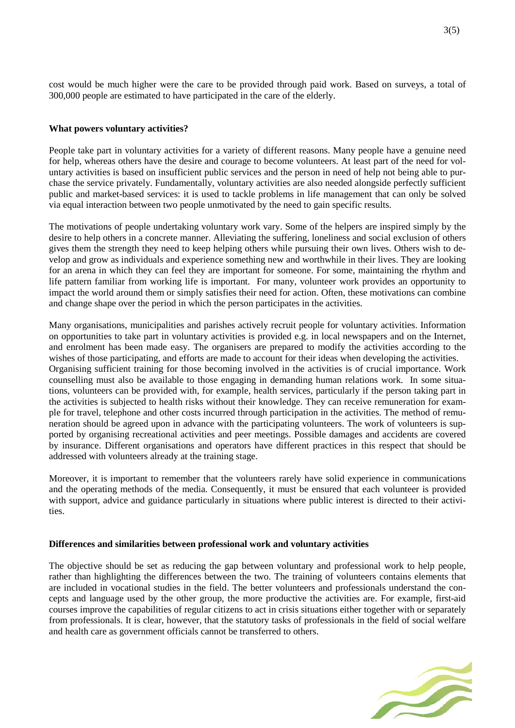cost would be much higher were the care to be provided through paid work. Based on surveys, a total of 300,000 people are estimated to have participated in the care of the elderly.

**What powers voluntary activities?**

People take part in voluntary activities for a variety of different reasons. Many people have a genuine need for help, whereas others have the desire and courage to become volunteers. At least part of the need for voluntary activities is based on insufficient public services and the person in need of help not being able to purchase the service privately. Fundamentally, voluntary activities are also needed alongside perfectly sufficient public and market-based services: it is used to tackle problems in life management that can only be solved via equal interaction between two people unmotivated by the need to gain specific results.

The motivations of people undertaking voluntary work vary. Some of the helpers are inspired simply by the desire to help others in a concrete manner. Alleviating the suffering, loneliness and social exclusion of others gives them the strength they need to keep helping others while pursuing their own lives. Others wish to develop and grow as individuals and experience something new and worthwhile in their lives. They are looking for an arena in which they can feel they are important for someone. For some, maintaining the rhythm and life pattern familiar from working life is important. For many, volunteer work provides an opportunity to impact the world around them or simply satisfies their need for action. Often, these motivations can combine and change shape over the period in which the person participates in the activities.

Many organisations, municipalities and parishes actively recruit people for voluntary activities. Information on opportunities to take part in voluntary activities is provided e.g. in local newspapers and on the Internet, and enrolment has been made easy. The organisers are prepared to modify the activities according to the wishes of those participating, and efforts are made to account for their ideas when developing the activities.
Organising sufficient training for those becoming involved in the activities is of crucial importance. Work counselling must also be available to those engaging in demanding human relations work. In some situations, volunteers can be provided with, for example, health services, particularly if the person taking part in the activities is subjected to health risks without their knowledge. They can receive remuneration for example for travel, telephone and other costs incurred through participation in the activities. The method of remuneration should be agreed upon in advance with the participating volunteers. The work of volunteers is supported by organising recreational activities and peer meetings. Possible damages and accidents are covered by insurance. Different organisations and operators have different practices in this respect that should be addressed with volunteers already at the training stage.

Moreover, it is important to remember that the volunteers rarely have solid experience in communications and the operating methods of the media. Consequently, it must be ensured that each volunteer is provided with support, advice and guidance particularly in situations where public interest is directed to their activities.

**Differences and similarities between professional work and voluntary activities**

The objective should be set as reducing the gap between voluntary and professional work to help people, rather than highlighting the differences between the two. The training of volunteers contains elements that are included in vocational studies in the field. The better volunteers and professionals understand the concepts and language used by the other group, the more productive the activities are. For example, first-aid courses improve the capabilities of regular citizens to act in crisis situations either together with or separately from professionals. It is clear, however, that the statutory tasks of professionals in the field of social welfare and health care as government officials cannot be transferred to others.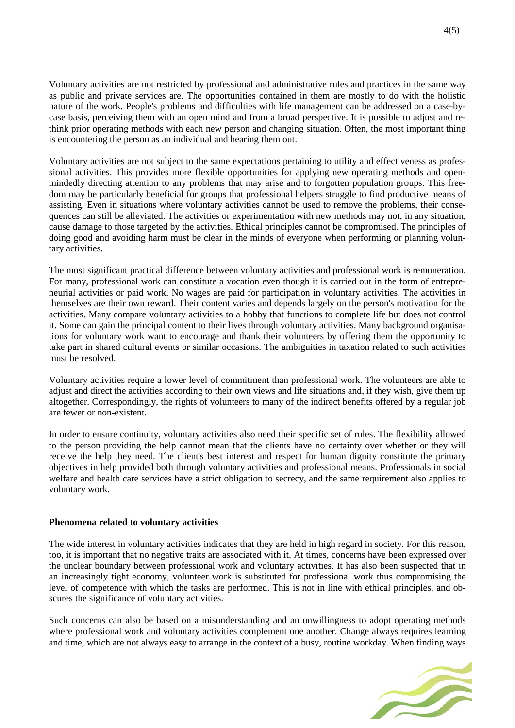Voluntary activities are not restricted by professional and administrative rules and practices in the same way as public and private services are. The opportunities contained in them are mostly to do with the holistic nature of the work. People's problems and difficulties with life management can be addressed on a case-by-case basis, perceiving them with an open mind and from a broad perspective. It is possible to adjust and re-think prior operating methods with each new person and changing situation. Often, the most important thing is encountering the person as an individual and hearing them out.

Voluntary activities are not subject to the same expectations pertaining to utility and effectiveness as professional activities. This provides more flexible opportunities for applying new operating methods and open-mindedly directing attention to any problems that may arise and to forgotten population groups. This freedom may be particularly beneficial for groups that professional helpers struggle to find productive means of assisting. Even in situations where voluntary activities cannot be used to remove the problems, their consequences can still be alleviated. The activities or experimentation with new methods may not, in any situation, cause damage to those targeted by the activities. Ethical principles cannot be compromised. The principles of doing good and avoiding harm must be clear in the minds of everyone when performing or planning voluntary activities.

The most significant practical difference between voluntary activities and professional work is remuneration. For many, professional work can constitute a vocation even though it is carried out in the form of entrepreneurial activities or paid work. No wages are paid for participation in voluntary activities. The activities in themselves are their own reward. Their content varies and depends largely on the person's motivation for the activities. Many compare voluntary activities to a hobby that functions to complete life but does not control it. Some can gain the principal content to their lives through voluntary activities. Many background organisations for voluntary work want to encourage and thank their volunteers by offering them the opportunity to take part in shared cultural events or similar occasions. The ambiguities in taxation related to such activities must be resolved.

Voluntary activities require a lower level of commitment than professional work. The volunteers are able to adjust and direct the activities according to their own views and life situations and, if they wish, give them up altogether. Correspondingly, the rights of volunteers to many of the indirect benefits offered by a regular job are fewer or non-existent.

In order to ensure continuity, voluntary activities also need their specific set of rules. The flexibility allowed to the person providing the help cannot mean that the clients have no certainty over whether or they will receive the help they need. The client's best interest and respect for human dignity constitute the primary objectives in help provided both through voluntary activities and professional means. Professionals in social welfare and health care services have a strict obligation to secrecy, and the same requirement also applies to voluntary work.

**Phenomena related to voluntary activities**

The wide interest in voluntary activities indicates that they are held in high regard in society. For this reason, too, it is important that no negative traits are associated with it. At times, concerns have been expressed over the unclear boundary between professional work and voluntary activities. It has also been suspected that in an increasingly tight economy, volunteer work is substituted for professional work thus compromising the level of competence with which the tasks are performed. This is not in line with ethical principles, and obscures the significance of voluntary activities.

Such concerns can also be based on a misunderstanding and an unwillingness to adopt operating methods where professional work and voluntary activities complement one another. Change always requires learning and time, which are not always easy to arrange in the context of a busy, routine workday. When finding ways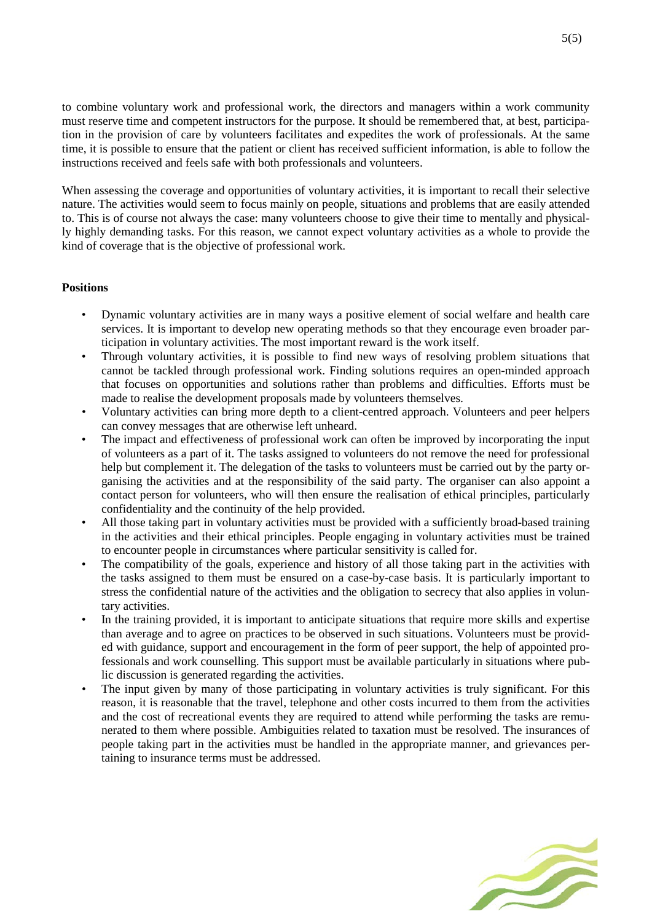to combine voluntary work and professional work, the directors and managers within a work community must reserve time and competent instructors for the purpose. It should be remembered that, at best, participation in the provision of care by volunteers facilitates and expedites the work of professionals. At the same time, it is possible to ensure that the patient or client has received sufficient information, is able to follow the instructions received and feels safe with both professionals and volunteers.

When assessing the coverage and opportunities of voluntary activities, it is important to recall their selective nature. The activities would seem to focus mainly on people, situations and problems that are easily attended to. This is of course not always the case: many volunteers choose to give their time to mentally and physically highly demanding tasks. For this reason, we cannot expect voluntary activities as a whole to provide the kind of coverage that is the objective of professional work.

**Positions**

- Dynamic voluntary activities are in many ways a positive element of social welfare and health care services. It is important to develop new operating methods so that they encourage even broader participation in voluntary activities. The most important reward is the work itself.
- Through voluntary activities, it is possible to find new ways of resolving problem situations that cannot be tackled through professional work. Finding solutions requires an open-minded approach that focuses on opportunities and solutions rather than problems and difficulties. Efforts must be made to realise the development proposals made by volunteers themselves.
- Voluntary activities can bring more depth to a client-centred approach. Volunteers and peer helpers can convey messages that are otherwise left unheard.
- The impact and effectiveness of professional work can often be improved by incorporating the input of volunteers as a part of it. The tasks assigned to volunteers do not remove the need for professional help but complement it. The delegation of the tasks to volunteers must be carried out by the party organising the activities and at the responsibility of the said party. The organiser can also appoint a contact person for volunteers, who will then ensure the realisation of ethical principles, particularly confidentiality and the continuity of the help provided.
- All those taking part in voluntary activities must be provided with a sufficiently broad-based training in the activities and their ethical principles. People engaging in voluntary activities must be trained to encounter people in circumstances where particular sensitivity is called for.
- The compatibility of the goals, experience and history of all those taking part in the activities with the tasks assigned to them must be ensured on a case-by-case basis. It is particularly important to stress the confidential nature of the activities and the obligation to secrecy that also applies in voluntary activities.
- In the training provided, it is important to anticipate situations that require more skills and expertise than average and to agree on practices to be observed in such situations. Volunteers must be provided with guidance, support and encouragement in the form of peer support, the help of appointed professionals and work counselling. This support must be available particularly in situations where public discussion is generated regarding the activities.
- The input given by many of those participating in voluntary activities is truly significant. For this reason, it is reasonable that the travel, telephone and other costs incurred to them from the activities and the cost of recreational events they are required to attend while performing the tasks are remunerated to them where possible. Ambiguities related to taxation must be resolved. The insurances of people taking part in the activities must be handled in the appropriate manner, and grievances pertaining to insurance terms must be addressed.